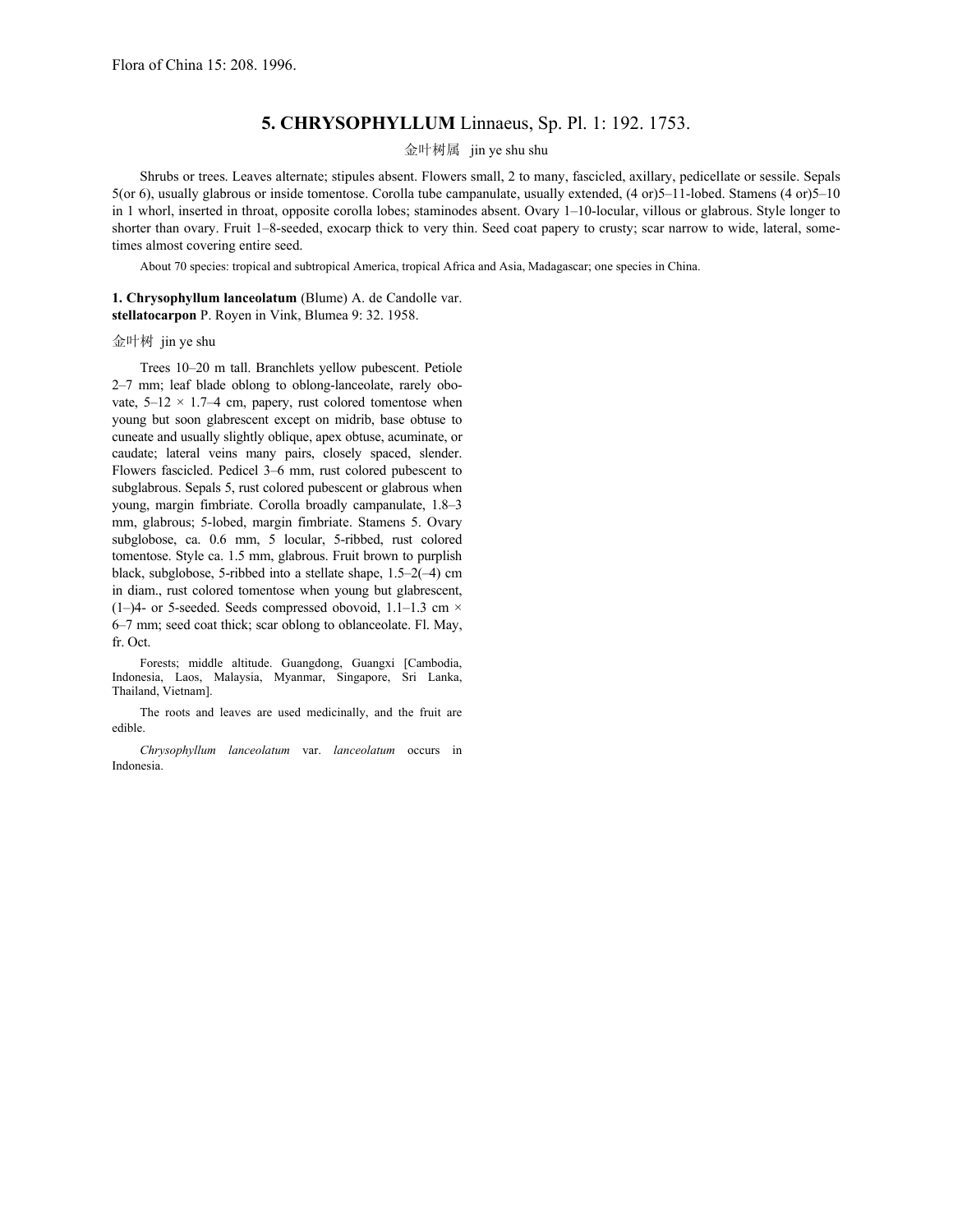Flora of China 15: 208. 1996.

# 5. CHRYSOPHYLLUM Linnaeus, Sp. Pl. 1: 192. 1753.

金叶树属 jin ye shu shu

Shrubs or trees. Leaves alternate; stipules absent. Flowers small, 2 to many, fascicled, axillary, pedicellate or sessile. Sepals 5(or 6), usually glabrous or inside tomentose. Corolla tube campanulate, usually extended, (4 or)5–11-lobed. Stamens (4 or)5–10 in 1 whorl, inserted in throat, opposite corolla lobes; staminodes absent. Ovary 1–10-locular, villous or glabrous. Style longer to shorter than ovary. Fruit 1–8-seeded, exocarp thick to very thin. Seed coat papery to crusty; scar narrow to wide, lateral, sometimes almost covering entire seed.

About 70 species: tropical and subtropical America, tropical Africa and Asia, Madagascar; one species in China.

**1. Chrysophyllum lanceolatum** (Blume) A. de Candolle var. **stellatocarpon** P. Royen in Vink, Blumea 9: 32. 1958.

金叶树 jin ye shu

Trees 10–20 m tall. Branchlets yellow pubescent. Petiole 2–7 mm; leaf blade oblong to oblong-lanceolate, rarely obovate, 5–12 × 1.7–4 cm, papery, rust colored tomentose when young but soon glabrescent except on midrib, base obtuse to cuneate and usually slightly oblique, apex obtuse, acuminate, or caudate; lateral veins many pairs, closely spaced, slender. Flowers fascicled. Pedicel 3–6 mm, rust colored pubescent to subglabrous. Sepals 5, rust colored pubescent or glabrous when young, margin fimbriate. Corolla broadly campanulate, 1.8–3 mm, glabrous; 5-lobed, margin fimbriate. Stamens 5. Ovary subglobose, ca. 0.6 mm, 5 locular, 5-ribbed, rust colored tomentose. Style ca. 1.5 mm, glabrous. Fruit brown to purplish black, subglobose, 5-ribbed into a stellate shape, 1.5–2(–4) cm in diam., rust colored tomentose when young but glabrescent, (1–)4- or 5-seeded. Seeds compressed obovoid, 1.1–1.3 cm × 6–7 mm; seed coat thick; scar oblong to oblanceolate. Fl. May, fr. Oct.

Forests; middle altitude. Guangdong, Guangxi [Cambodia, Indonesia, Laos, Malaysia, Myanmar, Singapore, Sri Lanka, Thailand, Vietnam].

The roots and leaves are used medicinally, and the fruit are edible.

*Chrysophyllum lanceolatum* var. *lanceolatum* occurs in Indonesia.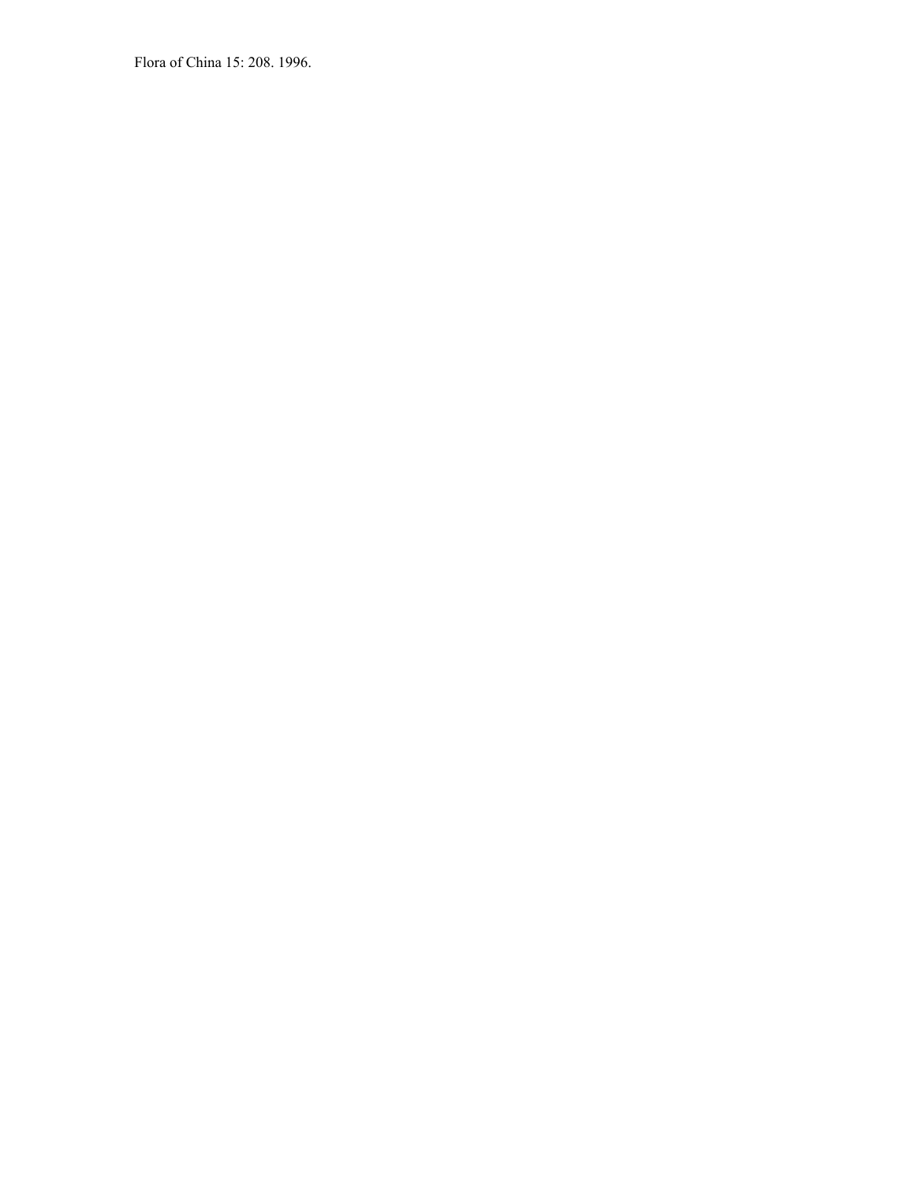Flora of China 15: 208. 1996.